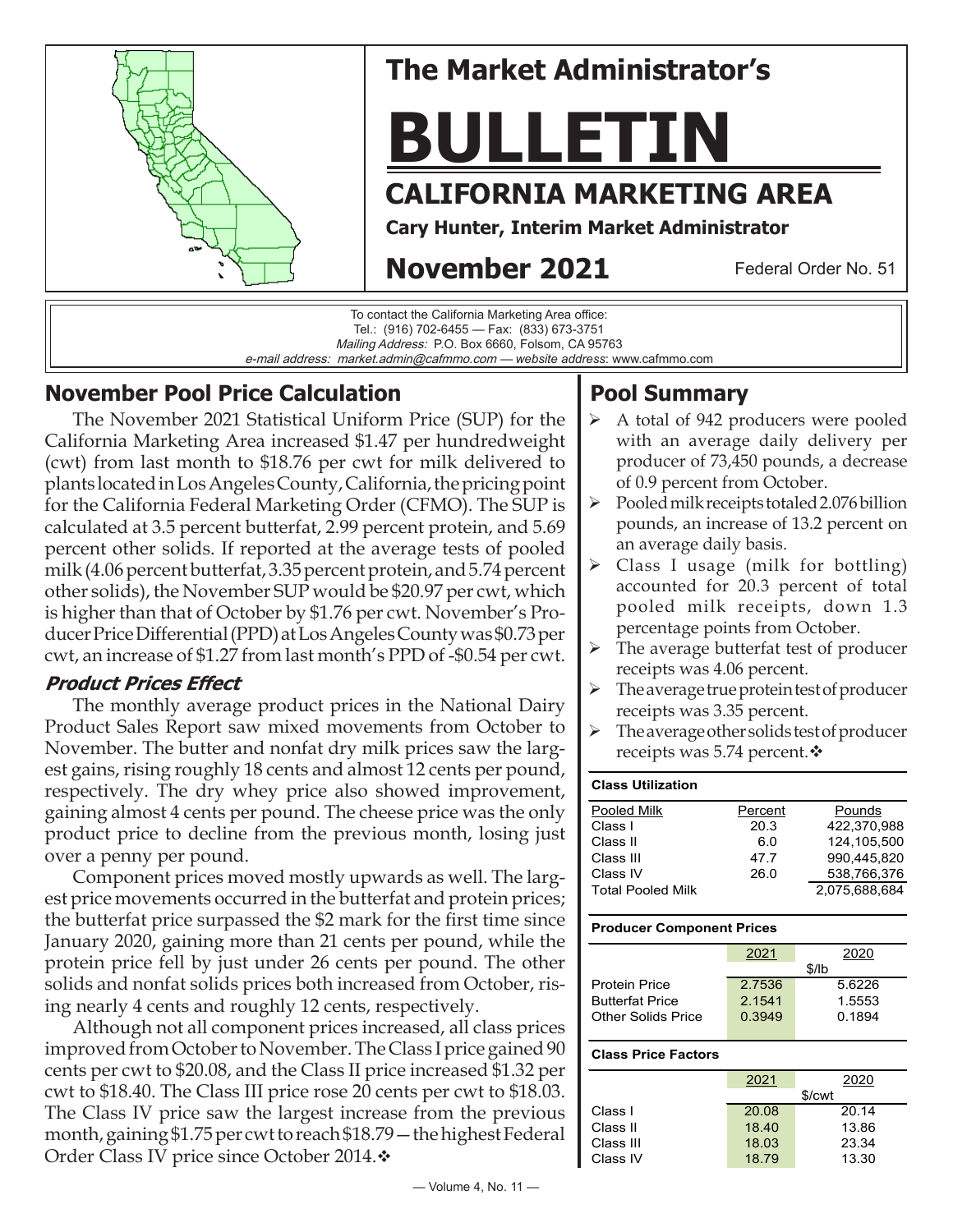# The Market Administrator's

# BULLETIN

## CALIFORNIA MARKETING AREA

**Cary Hunter, Interim Market Administrator**

**November 2021** Federal Order No. 51

To contact the California Marketing Area office:
Tel.: (916) 702-6455 — Fax: (833) 673-3751
*Mailing Address:* P.O. Box 6660, Folsom, CA 95763
*e-mail address: market.admin@cafmmo.com* — *website address*: www.cafmmo.com

## November Pool Price Calculation

The November 2021 Statistical Uniform Price (SUP) for the California Marketing Area increased $1.47 per hundredweight (cwt) from last month to $18.76 per cwt for milk delivered to plants located in Los Angeles County, California, the pricing point for the California Federal Marketing Order (CFMO). The SUP is calculated at 3.5 percent butterfat, 2.99 percent protein, and 5.69 percent other solids. If reported at the average tests of pooled milk (4.06 percent butterfat, 3.35 percent protein, and 5.74 percent other solids), the November SUP would be $20.97 per cwt, which is higher than that of October by $1.76 per cwt. November's Producer Price Differential (PPD) at Los Angeles County was $0.73 per cwt, an increase of $1.27 from last month's PPD of -$0.54 per cwt.

### *Product Prices Effect*

The monthly average product prices in the National Dairy Product Sales Report saw mixed movements from October to November. The butter and nonfat dry milk prices saw the largest gains, rising roughly 18 cents and almost 12 cents per pound, respectively. The dry whey price also showed improvement, gaining almost 4 cents per pound. The cheese price was the only product price to decline from the previous month, losing just over a penny per pound.

Component prices moved mostly upwards as well. The largest price movements occurred in the butterfat and protein prices; the butterfat price surpassed the $2 mark for the first time since January 2020, gaining more than 21 cents per pound, while the protein price fell by just under 26 cents per pound. The other solids and nonfat solids prices both increased from October, rising nearly 4 cents and roughly 12 cents, respectively.

Although not all component prices increased, all class prices improved from October to November. The Class I price gained 90 cents per cwt to $20.08, and the Class II price increased $1.32 per cwt to $18.40. The Class III price rose 20 cents per cwt to $18.03. The Class IV price saw the largest increase from the previous month, gaining $1.75 per cwt to reach $18.79—the highest Federal Order Class IV price since October 2014.❖

## Pool Summary

- A total of 942 producers were pooled with an average daily delivery per producer of 73,450 pounds, a decrease of 0.9 percent from October.
- Pooled milk receipts totaled 2.076 billion pounds, an increase of 13.2 percent on an average daily basis.
- Class I usage (milk for bottling) accounted for 20.3 percent of total pooled milk receipts, down 1.3 percentage points from October.
- The average butterfat test of producer receipts was 4.06 percent.
- The average true protein test of producer receipts was 3.35 percent.
- The average other solids test of producer receipts was 5.74 percent.❖

**Class Utilization**

| Pooled Milk | Percent | Pounds |
|---|---|---|
| Class I | 20.3 | 422,370,988 |
| Class II | 6.0 | 124,105,500 |
| Class III | 47.7 | 990,445,820 |
| Class IV | 26.0 | 538,766,376 |
| Total Pooled Milk | | 2,075,688,684 |

**Producer Component Prices**

| | 2021 | 2020 |
|---|---|---|
| | $/lb | |
| Protein Price | 2.7536 | 5.6226 |
| Butterfat Price | 2.1541 | 1.5553 |
| Other Solids Price | 0.3949 | 0.1894 |

**Class Price Factors**

| | 2021 | 2020 |
|---|---|---|
| | $/cwt | |
| Class I | 20.08 | 20.14 |
| Class II | 18.40 | 13.86 |
| Class III | 18.03 | 23.34 |
| Class IV | 18.79 | 13.30 |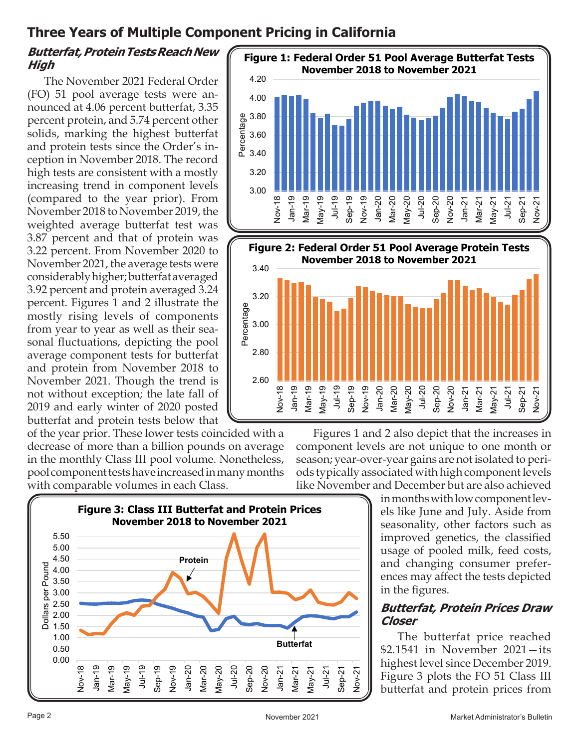## Three Years of Multiple Component Pricing in California

### *Butterfat, Protein Tests Reach New High*

The November 2021 Federal Order (FO) 51 pool average tests were announced at 4.06 percent butterfat, 3.35 percent protein, and 5.74 percent other solids, marking the highest butterfat and protein tests since the Order's inception in November 2018. The record high tests are consistent with a mostly increasing trend in component levels (compared to the year prior). From November 2018 to November 2019, the weighted average butterfat test was 3.87 percent and that of protein was 3.22 percent. From November 2020 to November 2021, the average tests were considerably higher; butterfat averaged 3.92 percent and protein averaged 3.24 percent. Figures 1 and 2 illustrate the mostly rising levels of components from year to year as well as their seasonal fluctuations, depicting the pool average component tests for butterfat and protein from November 2018 to November 2021. Though the trend is not without exception; the late fall of 2019 and early winter of 2020 posted butterfat and protein tests below that of the year prior. These lower tests coincided with a decrease of more than a billion pounds on average in the monthly Class III pool volume. Nonetheless, pool component tests have increased in many months with comparable volumes in each Class.

**Figure 1: Federal Order 51 Pool Average Butterfat Tests November 2018 to November 2021**

**Figure 2: Federal Order 51 Pool Average Protein Tests November 2018 to November 2021**

Figures 1 and 2 also depict that the increases in component levels are not unique to one month or season; year-over-year gains are not isolated to periods typically associated with high component levels like November and December but are also achieved in months with low component levels like June and July. Aside from seasonality, other factors such as improved genetics, the classified usage of pooled milk, feed costs, and changing consumer preferences may affect the tests depicted in the figures.

**Figure 3: Class III Butterfat and Protein Prices November 2018 to November 2021**

### *Butterfat, Protein Prices Draw Closer*

The butterfat price reached $2.1541 in November 2021—its highest level since December 2019. Figure 3 plots the FO 51 Class III butterfat and protein prices from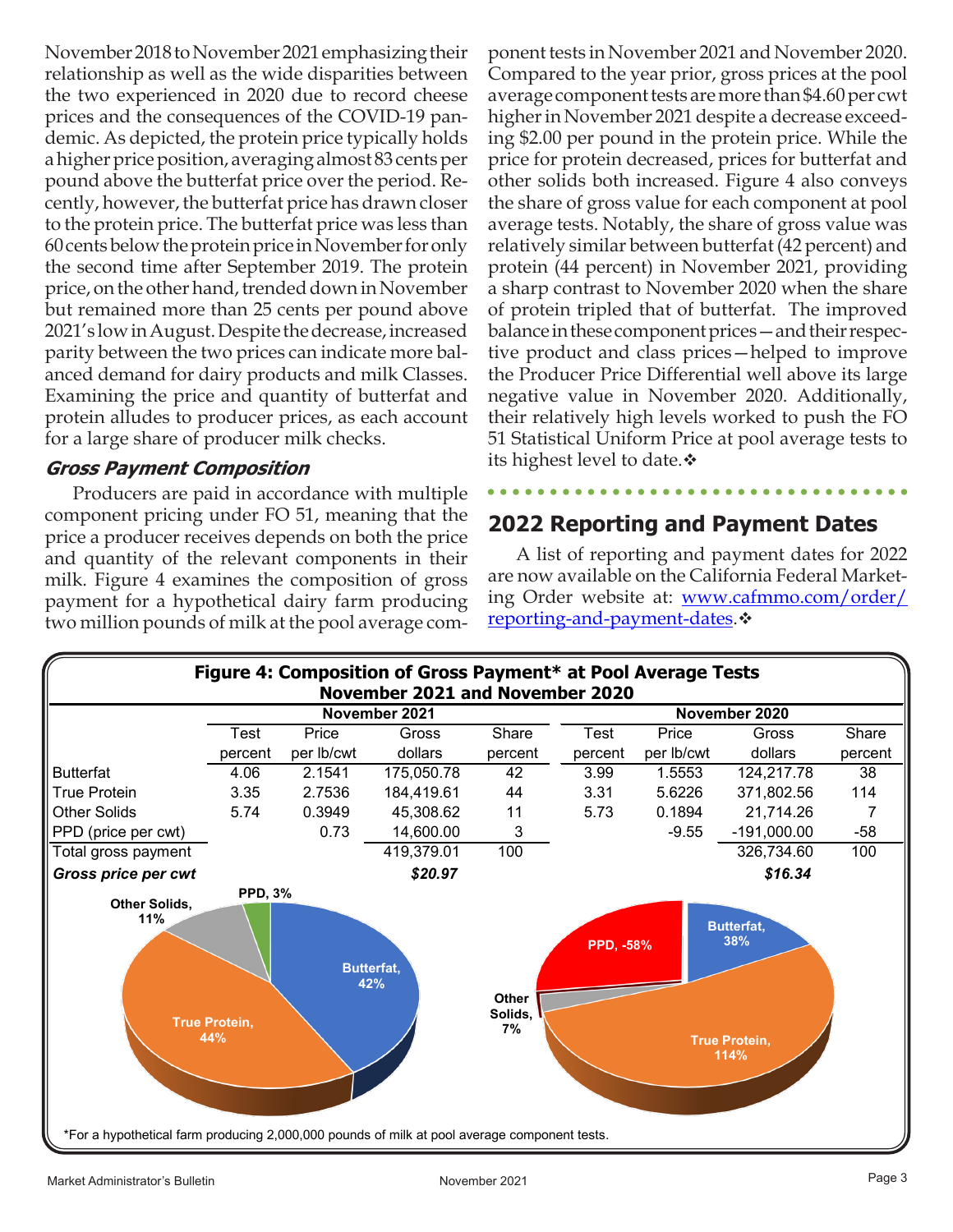November 2018 to November 2021 emphasizing their relationship as well as the wide disparities between the two experienced in 2020 due to record cheese prices and the consequences of the COVID-19 pandemic. As depicted, the protein price typically holds a higher price position, averaging almost 83 cents per pound above the butterfat price over the period. Recently, however, the butterfat price has drawn closer to the protein price. The butterfat price was less than 60 cents below the protein price in November for only the second time after September 2019. The protein price, on the other hand, trended down in November but remained more than 25 cents per pound above 2021's low in August. Despite the decrease, increased parity between the two prices can indicate more balanced demand for dairy products and milk Classes. Examining the price and quantity of butterfat and protein alludes to producer prices, as each account for a large share of producer milk checks.

### *Gross Payment Composition*

Producers are paid in accordance with multiple component pricing under FO 51, meaning that the price a producer receives depends on both the price and quantity of the relevant components in their milk. Figure 4 examines the composition of gross payment for a hypothetical dairy farm producing two million pounds of milk at the pool average component tests in November 2021 and November 2020. Compared to the year prior, gross prices at the pool average component tests are more than $4.60 per cwt higher in November 2021 despite a decrease exceeding $2.00 per pound in the protein price. While the price for protein decreased, prices for butterfat and other solids both increased. Figure 4 also conveys the share of gross value for each component at pool average tests. Notably, the share of gross value was relatively similar between butterfat (42 percent) and protein (44 percent) in November 2021, providing a sharp contrast to November 2020 when the share of protein tripled that of butterfat. The improved balance in these component prices—and their respective product and class prices—helped to improve the Producer Price Differential well above its large negative value in November 2020. Additionally, their relatively high levels worked to push the FO 51 Statistical Uniform Price at pool average tests to its highest level to date.❖

## 2022 Reporting and Payment Dates

A list of reporting and payment dates for 2022 are now available on the California Federal Marketing Order website at: [www.cafmmo.com/order/reporting-and-payment-dates](www.cafmmo.com/order/reporting-and-payment-dates).❖

**Figure 4: Composition of Gross Payment* at Pool Average Tests November 2021 and November 2020**

| | November 2021 | | | | November 2020 | | | |
|---|---|---|---|---|---|---|---|---|
| | Test | Price | Gross | Share | Test | Price | Gross | Share |
| | percent | per lb/cwt | dollars | percent | percent | per lb/cwt | dollars | percent |
| Butterfat | 4.06 | 2.1541 | 175,050.78 | 42 | 3.99 | 1.5553 | 124,217.78 | 38 |
| True Protein | 3.35 | 2.7536 | 184,419.61 | 44 | 3.31 | 5.6226 | 371,802.56 | 114 |
| Other Solids | 5.74 | 0.3949 | 45,308.62 | 11 | 5.73 | 0.1894 | 21,714.26 | 7 |
| PPD (price per cwt) | | 0.73 | 14,600.00 | 3 | | -9.55 | -191,000.00 | -58 |
| Total gross payment | | | 419,379.01 | 100 | | | 326,734.60 | 100 |
| ***Gross price per cwt*** | | | ***$20.97*** | | | | ***$16.34*** | |

November 2021: Butterfat, 42%; True Protein, 44%; Other Solids, 11%; PPD, 3%

November 2020: Butterfat, 38%; True Protein, 114%; Other Solids, 7%; PPD, -58%

*For a hypothetical farm producing 2,000,000 pounds of milk at pool average component tests.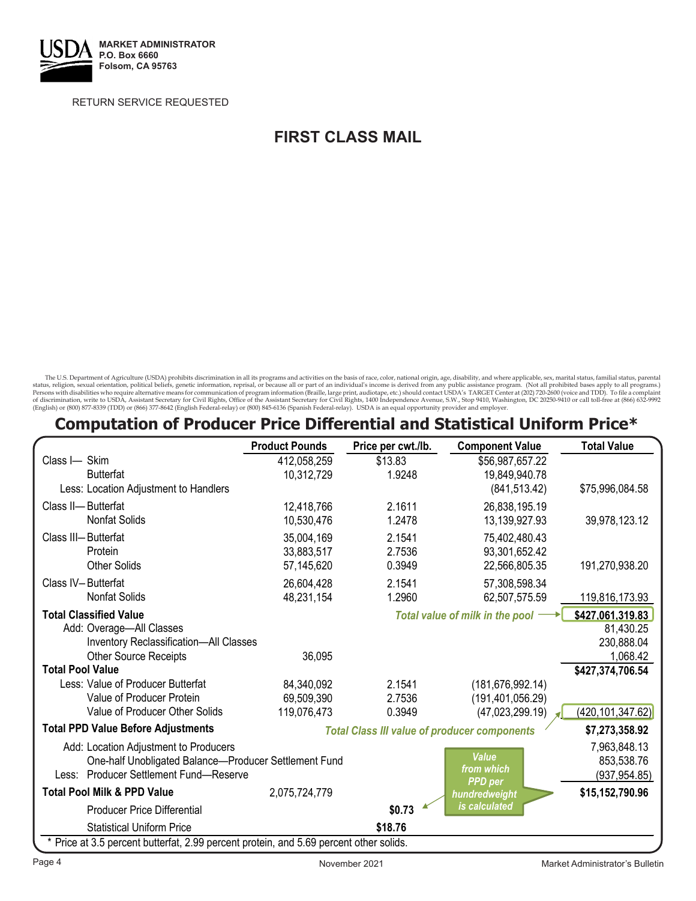USDA

**MARKET ADMINISTRATOR**
**P.O. Box 6660**
**Folsom, CA 95763**

RETURN SERVICE REQUESTED

## FIRST CLASS MAIL

The U.S. Department of Agriculture (USDA) prohibits discrimination in all its programs and activities on the basis of race, color, national origin, age, disability, and where applicable, sex, marital status, familial status, parental status, religion, sexual orientation, political beliefs, genetic information, reprisal, or because all or part of an individual's income is derived from any public assistance program. (Not all prohibited bases apply to all programs.) Persons with disabilities who require alternative means for communication of program information (Braille, large print, audiotape, etc.) should contact USDA's TARGET Center at (202) 720-2600 (voice and TDD). To file a complaint of discrimination, write to USDA, Assistant Secretary for Civil Rights, Office of the Assistant Secretary for Civil Rights, 1400 Independence Avenue, S.W., Stop 9410, Washington, DC 20250-9410 or call toll-free at (866) 632-9992 (English) or (800) 877-8339 (TDD) or (866) 377-8642 (English Federal-relay) or (800) 845-6136 (Spanish Federal-relay). USDA is an equal opportunity provider and employer.

# Computation of Producer Price Differential and Statistical Uniform Price*

| | Product Pounds | Price per cwt./lb. | Component Value | Total Value |
|---|---|---|---|---|
| Class I— Skim | 412,058,259 | $13.83 | $56,987,657.22 | |
| Butterfat | 10,312,729 | 1.9248 | 19,849,940.78 | |
| Less: Location Adjustment to Handlers | | | (841,513.42) | $75,996,084.58 |
| Class II— Butterfat | 12,418,766 | 2.1611 | 26,838,195.19 | |
| Nonfat Solids | 10,530,476 | 1.2478 | 13,139,927.93 | 39,978,123.12 |
| Class III— Butterfat | 35,004,169 | 2.1541 | 75,402,480.43 | |
| Protein | 33,883,517 | 2.7536 | 93,301,652.42 | |
| Other Solids | 57,145,620 | 0.3949 | 22,566,805.35 | 191,270,938.20 |
| Class IV— Butterfat | 26,604,428 | 2.1541 | 57,308,598.34 | |
| Nonfat Solids | 48,231,154 | 1.2960 | 62,507,575.59 | 119,816,173.93 |
| **Total Classified Value** | | | *Total value of milk in the pool* → | **$427,061,319.83** |
| Add: Overage—All Classes | | | | 81,430.25 |
| Inventory Reclassification—All Classes | | | | 230,888.04 |
| Other Source Receipts | 36,095 | | | 1,068.42 |
| **Total Pool Value** | | | | **$427,374,706.54** |
| Less: Value of Producer Butterfat | 84,340,092 | 2.1541 | (181,676,992.14) | |
| Value of Producer Protein | 69,509,390 | 2.7536 | (191,401,056.29) | |
| Value of Producer Other Solids | 119,076,473 | 0.3949 | (47,023,299.19) | (420,101,347.62) |
| **Total PPD Value Before Adjustments** | | *Total Class III value of producer components* | | **$7,273,358.92** |
| Add: Location Adjustment to Producers | | | | 7,963,848.13 |
| One-half Unobligated Balance—Producer Settlement Fund | | | | 853,538.76 |
| Less: Producer Settlement Fund—Reserve | | | | (937,954.85) |
| **Total Pool Milk & PPD Value** | 2,075,724,779 | | *Value from which PPD per hundredweight is calculated* | **$15,152,790.96** |
| Producer Price Differential | | **$0.73** | | |
| Statistical Uniform Price | | **$18.76** | | |

\* Price at 3.5 percent butterfat, 2.99 percent protein, and 5.69 percent other solids.